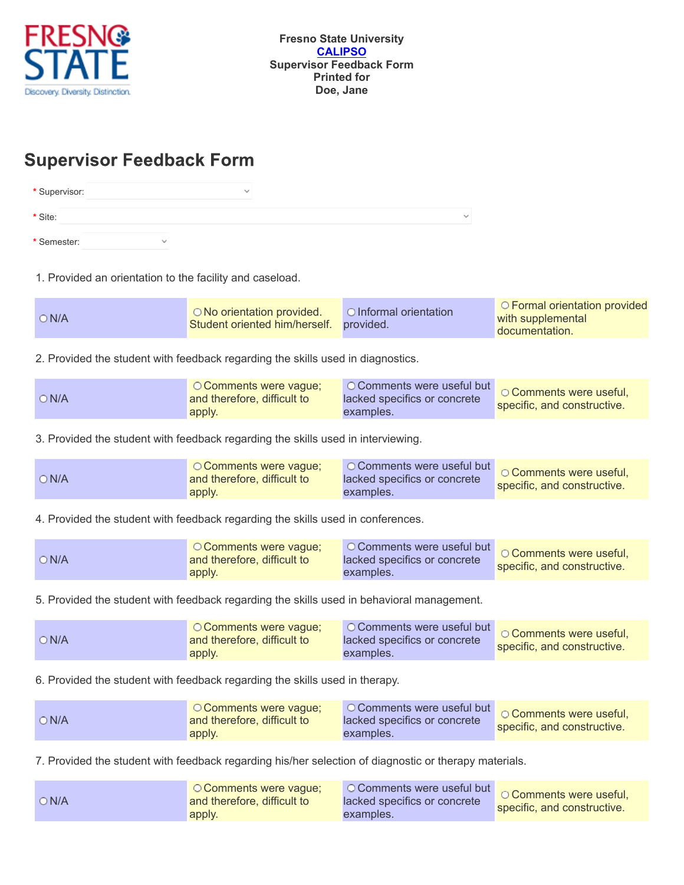Fresno State University
CALIPSO
Supervisor Feedback Form
Printed for
Doe, Jane

# Supervisor Feedback Form

\* Supervisor:

\* Site:

\* Semester:

1. Provided an orientation to the facility and caseload.

| | | | |
|---|---|---|---|
| ○ N/A | ○ No orientation provided. Student oriented him/herself. | ○ Informal orientation provided. | ○ Formal orientation provided with supplemental documentation. |

2. Provided the student with feedback regarding the skills used in diagnostics.

| | | | |
|---|---|---|---|
| ○ N/A | ○ Comments were vague; and therefore, difficult to apply. | ○ Comments were useful but lacked specifics or concrete examples. | ○ Comments were useful, specific, and constructive. |

3. Provided the student with feedback regarding the skills used in interviewing.

| | | | |
|---|---|---|---|
| ○ N/A | ○ Comments were vague; and therefore, difficult to apply. | ○ Comments were useful but lacked specifics or concrete examples. | ○ Comments were useful, specific, and constructive. |

4. Provided the student with feedback regarding the skills used in conferences.

| | | | |
|---|---|---|---|
| ○ N/A | ○ Comments were vague; and therefore, difficult to apply. | ○ Comments were useful but lacked specifics or concrete examples. | ○ Comments were useful, specific, and constructive. |

5. Provided the student with feedback regarding the skills used in behavioral management.

| | | | |
|---|---|---|---|
| ○ N/A | ○ Comments were vague; and therefore, difficult to apply. | ○ Comments were useful but lacked specifics or concrete examples. | ○ Comments were useful, specific, and constructive. |

6. Provided the student with feedback regarding the skills used in therapy.

| | | | |
|---|---|---|---|
| ○ N/A | ○ Comments were vague; and therefore, difficult to apply. | ○ Comments were useful but lacked specifics or concrete examples. | ○ Comments were useful, specific, and constructive. |

7. Provided the student with feedback regarding his/her selection of diagnostic or therapy materials.

| | | | |
|---|---|---|---|
| ○ N/A | ○ Comments were vague; and therefore, difficult to apply. | ○ Comments were useful but lacked specifics or concrete examples. | ○ Comments were useful, specific, and constructive. |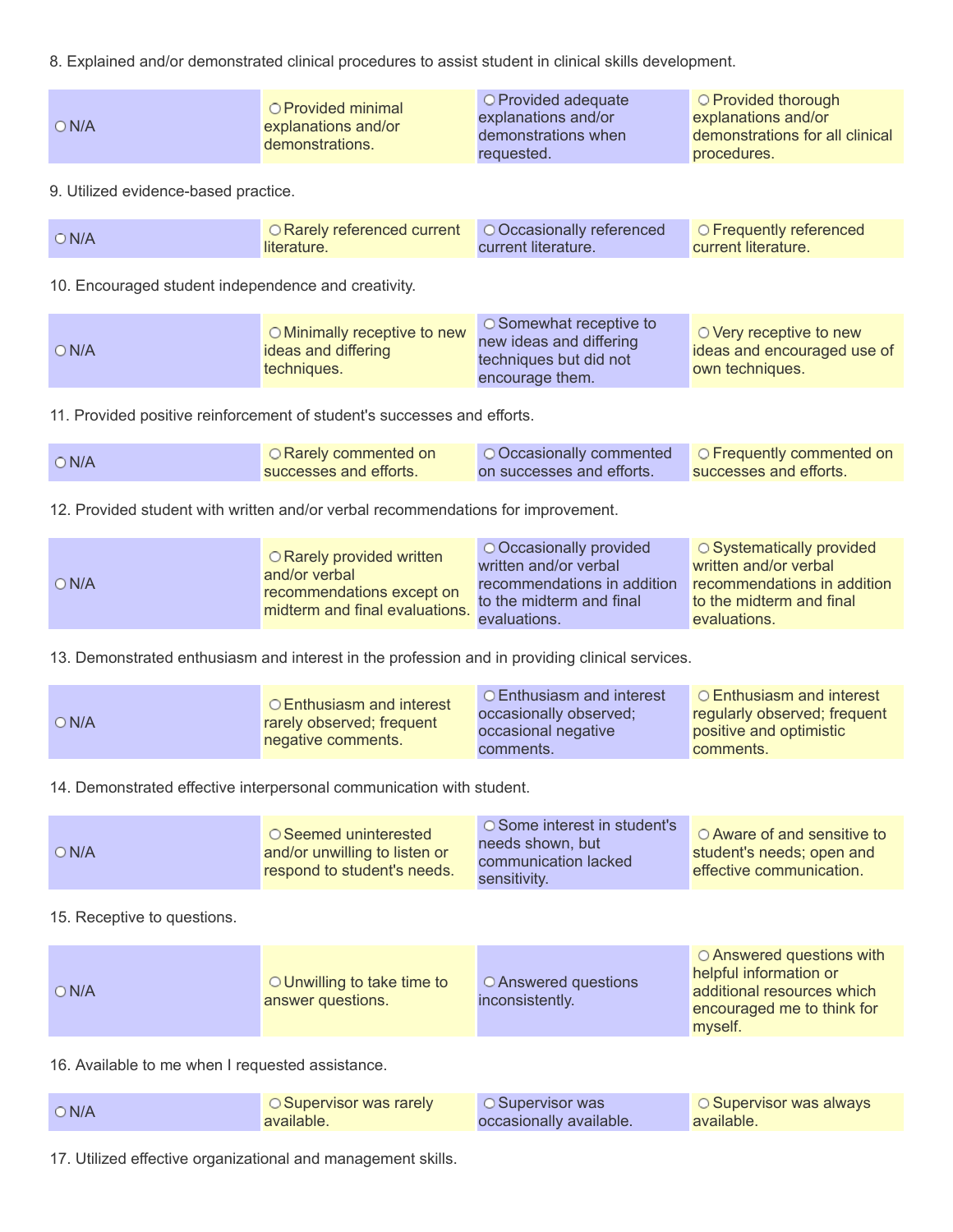8. Explained and/or demonstrated clinical procedures to assist student in clinical skills development.

| | | | |
|---|---|---|---|
| ○ N/A | ○ Provided minimal explanations and/or demonstrations. | ○ Provided adequate explanations and/or demonstrations when requested. | ○ Provided thorough explanations and/or demonstrations for all clinical procedures. |

9. Utilized evidence-based practice.

| | | | |
|---|---|---|---|
| ○ N/A | ○ Rarely referenced current literature. | ○ Occasionally referenced current literature. | ○ Frequently referenced current literature. |

10. Encouraged student independence and creativity.

| | | | |
|---|---|---|---|
| ○ N/A | ○ Minimally receptive to new ideas and differing techniques. | ○ Somewhat receptive to new ideas and differing techniques but did not encourage them. | ○ Very receptive to new ideas and encouraged use of own techniques. |

11. Provided positive reinforcement of student's successes and efforts.

| | | | |
|---|---|---|---|
| ○ N/A | ○ Rarely commented on successes and efforts. | ○ Occasionally commented on successes and efforts. | ○ Frequently commented on successes and efforts. |

12. Provided student with written and/or verbal recommendations for improvement.

| | | | |
|---|---|---|---|
| ○ N/A | ○ Rarely provided written and/or verbal recommendations except on midterm and final evaluations. | ○ Occasionally provided written and/or verbal recommendations in addition to the midterm and final evaluations. | ○ Systematically provided written and/or verbal recommendations in addition to the midterm and final evaluations. |

13. Demonstrated enthusiasm and interest in the profession and in providing clinical services.

| | | | |
|---|---|---|---|
| ○ N/A | ○ Enthusiasm and interest rarely observed; frequent negative comments. | ○ Enthusiasm and interest occasionally observed; occasional negative comments. | ○ Enthusiasm and interest regularly observed; frequent positive and optimistic comments. |

14. Demonstrated effective interpersonal communication with student.

| | | | |
|---|---|---|---|
| ○ N/A | ○ Seemed uninterested and/or unwilling to listen or respond to student's needs. | ○ Some interest in student's needs shown, but communication lacked sensitivity. | ○ Aware of and sensitive to student's needs; open and effective communication. |

15. Receptive to questions.

| | | | |
|---|---|---|---|
| ○ N/A | ○ Unwilling to take time to answer questions. | ○ Answered questions inconsistently. | ○ Answered questions with helpful information or additional resources which encouraged me to think for myself. |

16. Available to me when I requested assistance.

| | | | |
|---|---|---|---|
| ○ N/A | ○ Supervisor was rarely available. | ○ Supervisor was occasionally available. | ○ Supervisor was always available. |

17. Utilized effective organizational and management skills.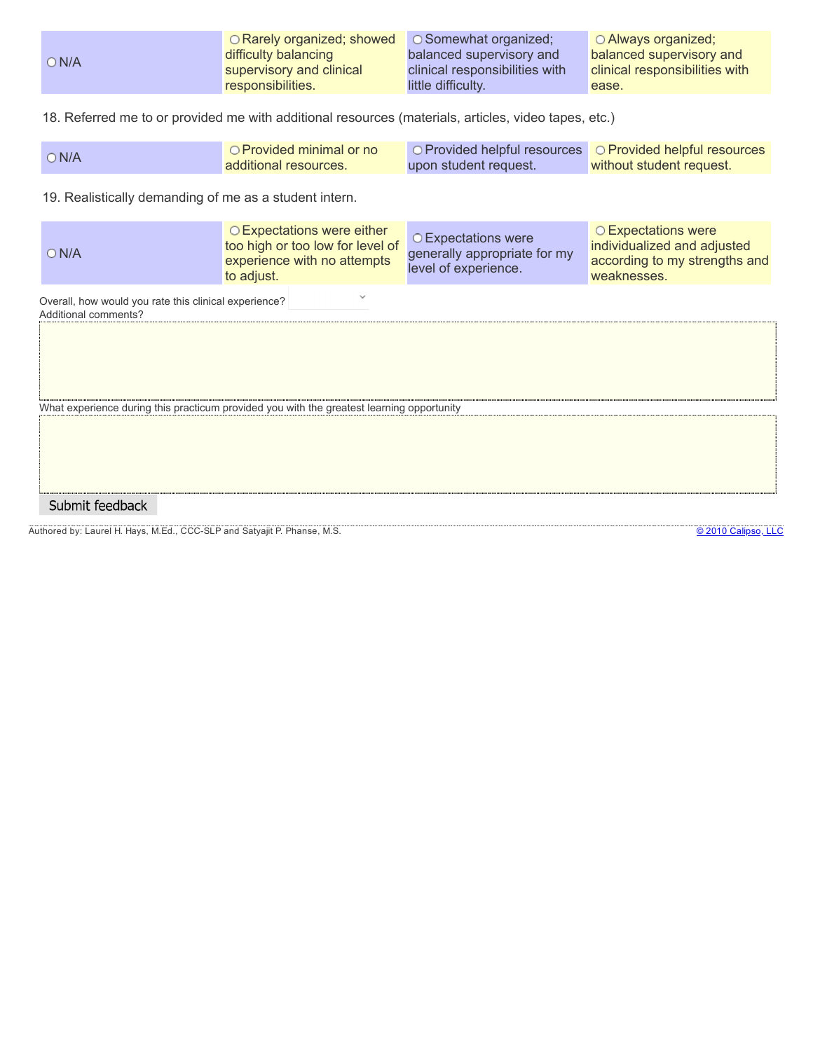| | | | |
|---|---|---|---|
| ○ N/A | ○ Rarely organized; showed difficulty balancing supervisory and clinical responsibilities. | ○ Somewhat organized; balanced supervisory and clinical responsibilities with little difficulty. | ○ Always organized; balanced supervisory and clinical responsibilities with ease. |

18. Referred me to or provided me with additional resources (materials, articles, video tapes, etc.)

| | | | |
|---|---|---|---|
| ○ N/A | ○ Provided minimal or no additional resources. | ○ Provided helpful resources upon student request. | ○ Provided helpful resources without student request. |

19. Realistically demanding of me as a student intern.

| | | | |
|---|---|---|---|
| ○ N/A | ○ Expectations were either too high or too low for level of experience with no attempts to adjust. | ○ Expectations were generally appropriate for my level of experience. | ○ Expectations were individualized and adjusted according to my strengths and weaknesses. |

Overall, how would you rate this clinical experience?

Additional comments?

What experience during this practicum provided you with the greatest learning opportunity

Submit feedback

Authored by: Laurel H. Hays, M.Ed., CCC-SLP and Satyajit P. Phanse, M.S.

© 2010 Calipso, LLC